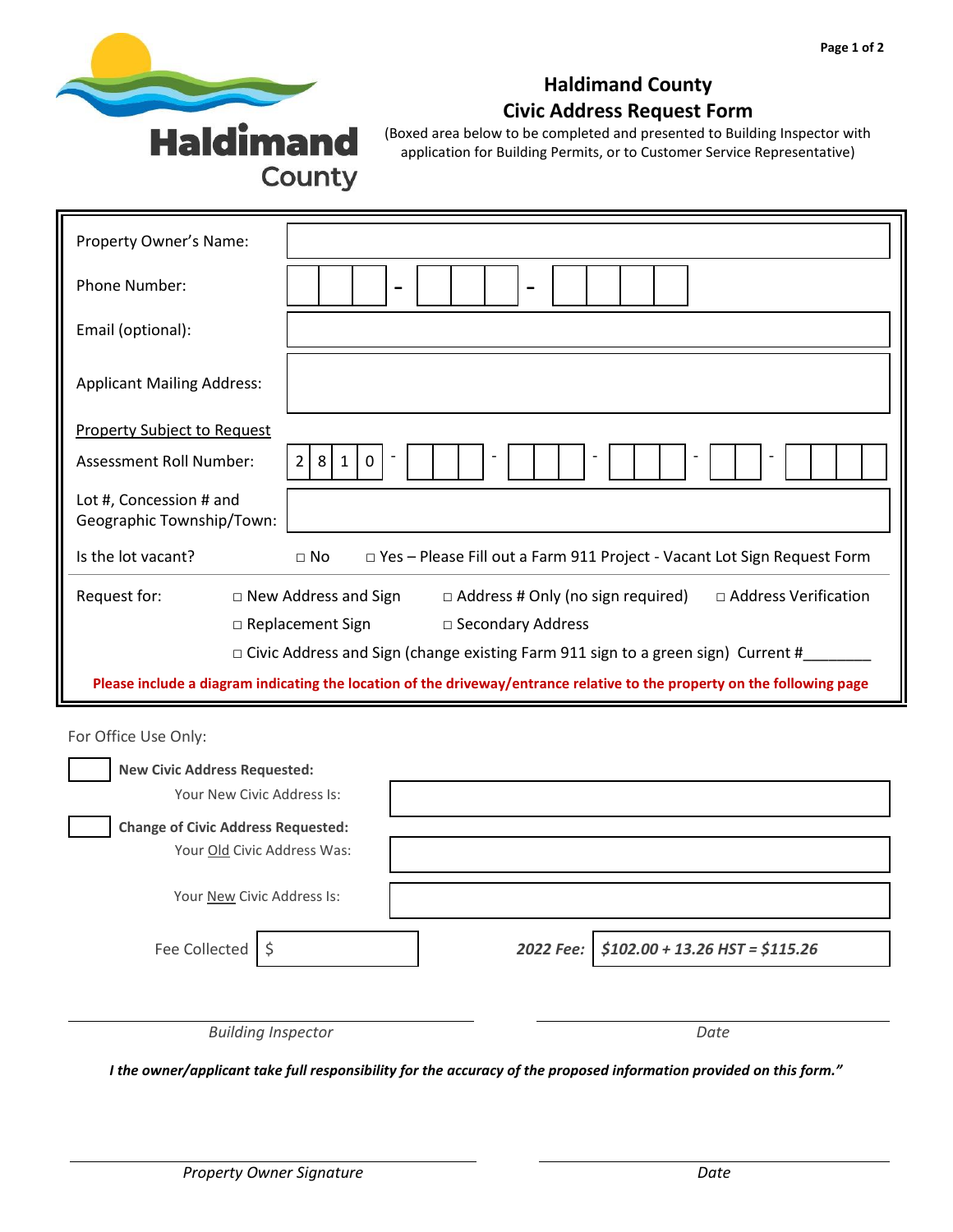# Haldimand County

## Civic Address Request Form

(Boxed area below to be completed and presented to Building Inspector with application for Building Permits, or to Customer Service Representative)

| | |
|---|---|
| Property Owner's Name: | |
| Phone Number: | ___ - ___ - ____ |
| Email (optional): | |
| Applicant Mailing Address: | |

<u>Property Subject to Request</u>

| | |
|---|---|
| Assessment Roll Number: | 2 8 1 0 - ___ - ___ - ___ - __ - ____ |
| Lot #, Concession # and Geographic Township/Town: | |

Is the lot vacant? □ No □ Yes – Please Fill out a Farm 911 Project - Vacant Lot Sign Request Form

Request for:
- □ New Address and Sign
- □ Address # Only (no sign required)
- □ Address Verification
- □ Replacement Sign
- □ Secondary Address
- □ Civic Address and Sign (change existing Farm 911 sign to a green sign) Current #________

**Please include a diagram indicating the location of the driveway/entrance relative to the property on the following page**

For Office Use Only:

☐ **New Civic Address Requested:**

Your New Civic Address Is: ____________________

☐ **Change of Civic Address Requested:**

Your <u>Old</u> Civic Address Was: ____________________

Your <u>New</u> Civic Address Is: ____________________

Fee Collected $ ________ ***2022 Fee:*** ***$102.00 + 13.26 HST = $115.26***

_________________________ _________________________

*Building Inspector* *Date*

***I the owner/applicant take full responsibility for the accuracy of the proposed information provided on this form."***

_________________________ _________________________

*Property Owner Signature* *Date*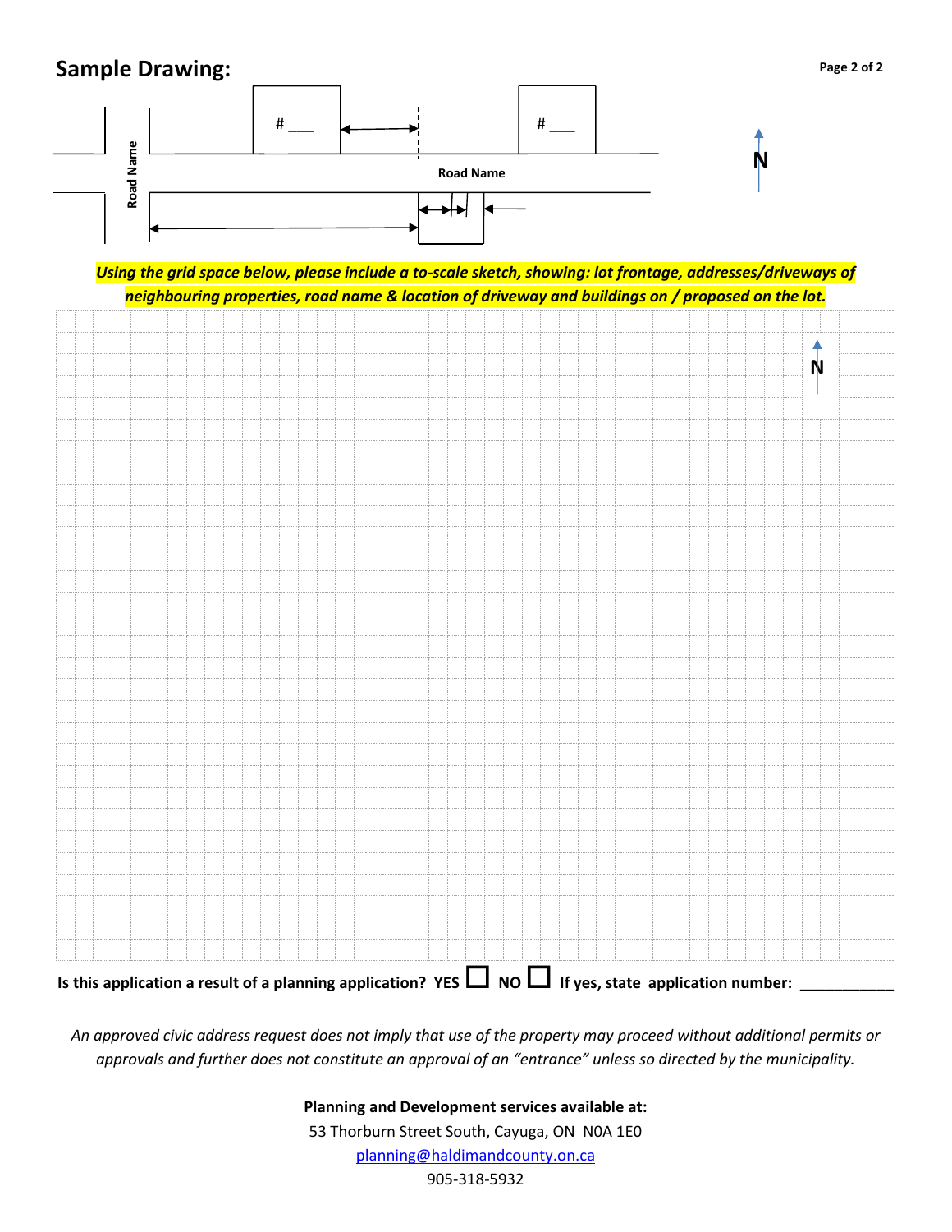## Sample Drawing:

# ___

# ___

Road Name

Road Name

N

***Using the grid space below, please include a to-scale sketch, showing: lot frontage, addresses/driveways of neighbouring properties, road name & location of driveway and buildings on / proposed on the lot.***

N

**Is this application a result of a planning application? YES ☐ NO ☐ If yes, state application number: ___________**

*An approved civic address request does not imply that use of the property may proceed without additional permits or approvals and further does not constitute an approval of an "entrance" unless so directed by the municipality.*

**Planning and Development services available at:**

53 Thorburn Street South, Cayuga, ON N0A 1E0

planning@haldimandcounty.on.ca

905-318-5932